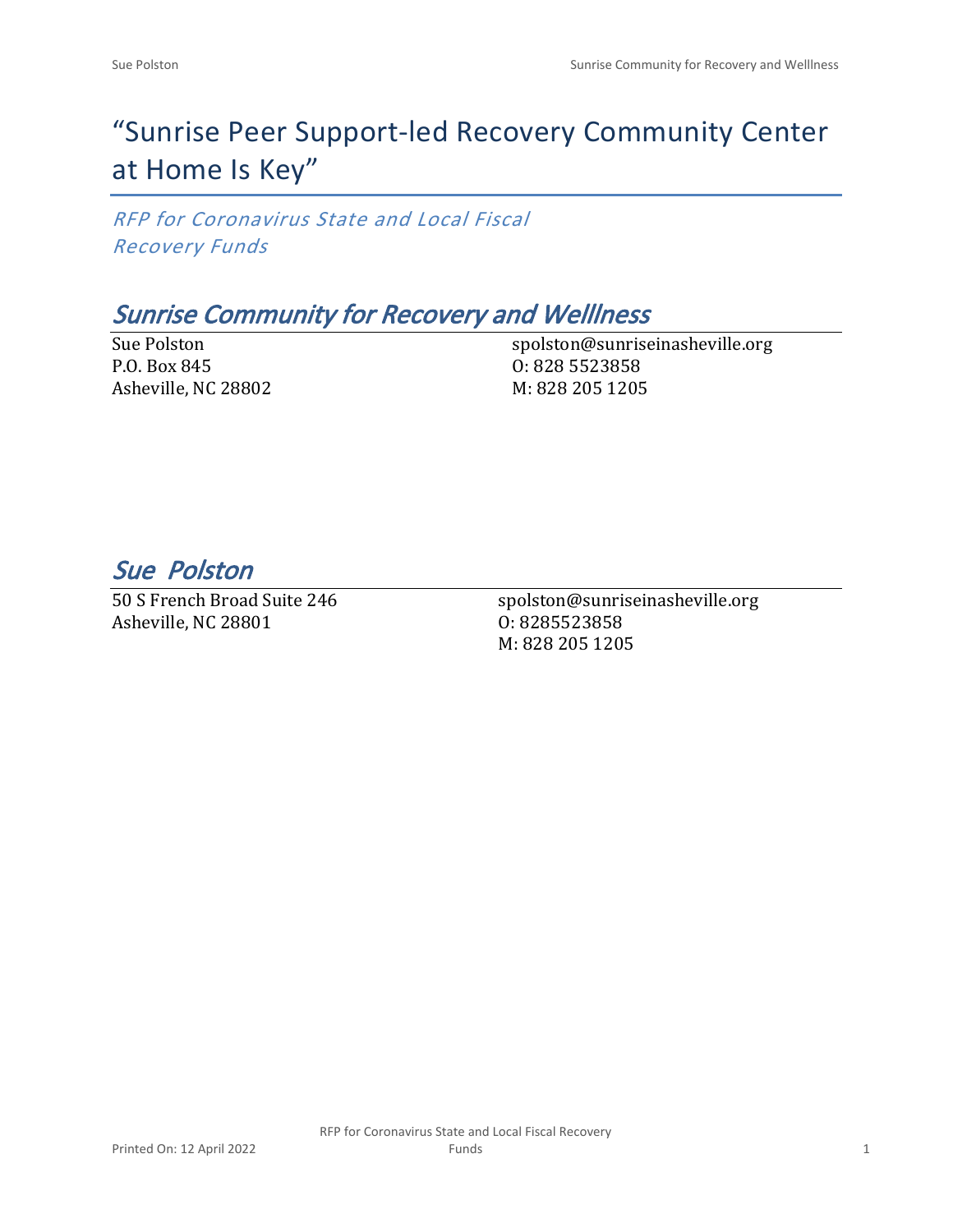# “Sunrise Peer Support-led Recovery Community Center at Home Is Key”

*RFP for Coronavirus State and Local Fiscal Recovery Funds*

## *Sunrise Community for Recovery and Welllness*

Sue Polston
P.O. Box 845
Asheville, NC 28802

spolston@sunriseinasheville.org
O: 828 5523858
M: 828 205 1205

## *Sue Polston*

50 S French Broad Suite 246
Asheville, NC 28801

spolston@sunriseinasheville.org
O: 8285523858
M: 828 205 1205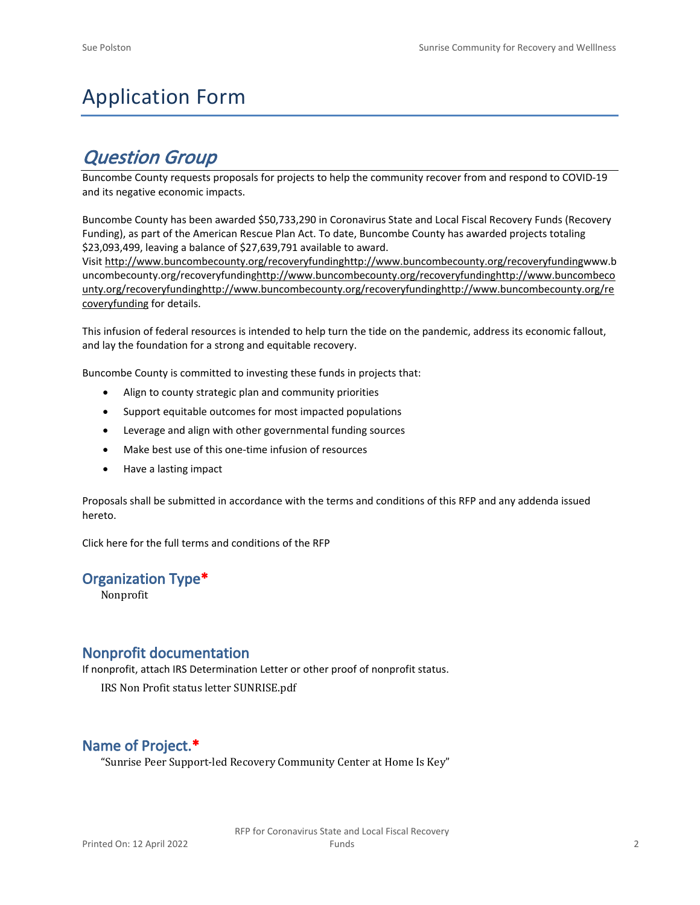# Application Form

## *Question Group*

Buncombe County requests proposals for projects to help the community recover from and respond to COVID-19 and its negative economic impacts.

Buncombe County has been awarded $50,733,290 in Coronavirus State and Local Fiscal Recovery Funds (Recovery Funding), as part of the American Rescue Plan Act. To date, Buncombe County has awarded projects totaling $23,093,499, leaving a balance of $27,639,791 available to award.
Visit http://www.buncombecounty.org/recoveryfundinghttp://www.buncombecounty.org/recoveryfundingwww.buncombecounty.org/recoveryfundinghttp://www.buncombecounty.org/recoveryfundinghttp://www.buncombecounty.org/recoveryfundinghttp://www.buncombecounty.org/recoveryfundinghttp://www.buncombecounty.org/recoveryfunding for details.

This infusion of federal resources is intended to help turn the tide on the pandemic, address its economic fallout, and lay the foundation for a strong and equitable recovery.

Buncombe County is committed to investing these funds in projects that:

- Align to county strategic plan and community priorities
- Support equitable outcomes for most impacted populations
- Leverage and align with other governmental funding sources
- Make best use of this one-time infusion of resources
- Have a lasting impact

Proposals shall be submitted in accordance with the terms and conditions of this RFP and any addenda issued hereto.

Click here for the full terms and conditions of the RFP

### Organization Type*

Nonprofit

### Nonprofit documentation

If nonprofit, attach IRS Determination Letter or other proof of nonprofit status.

IRS Non Profit status letter SUNRISE.pdf

### Name of Project.*

"Sunrise Peer Support-led Recovery Community Center at Home Is Key"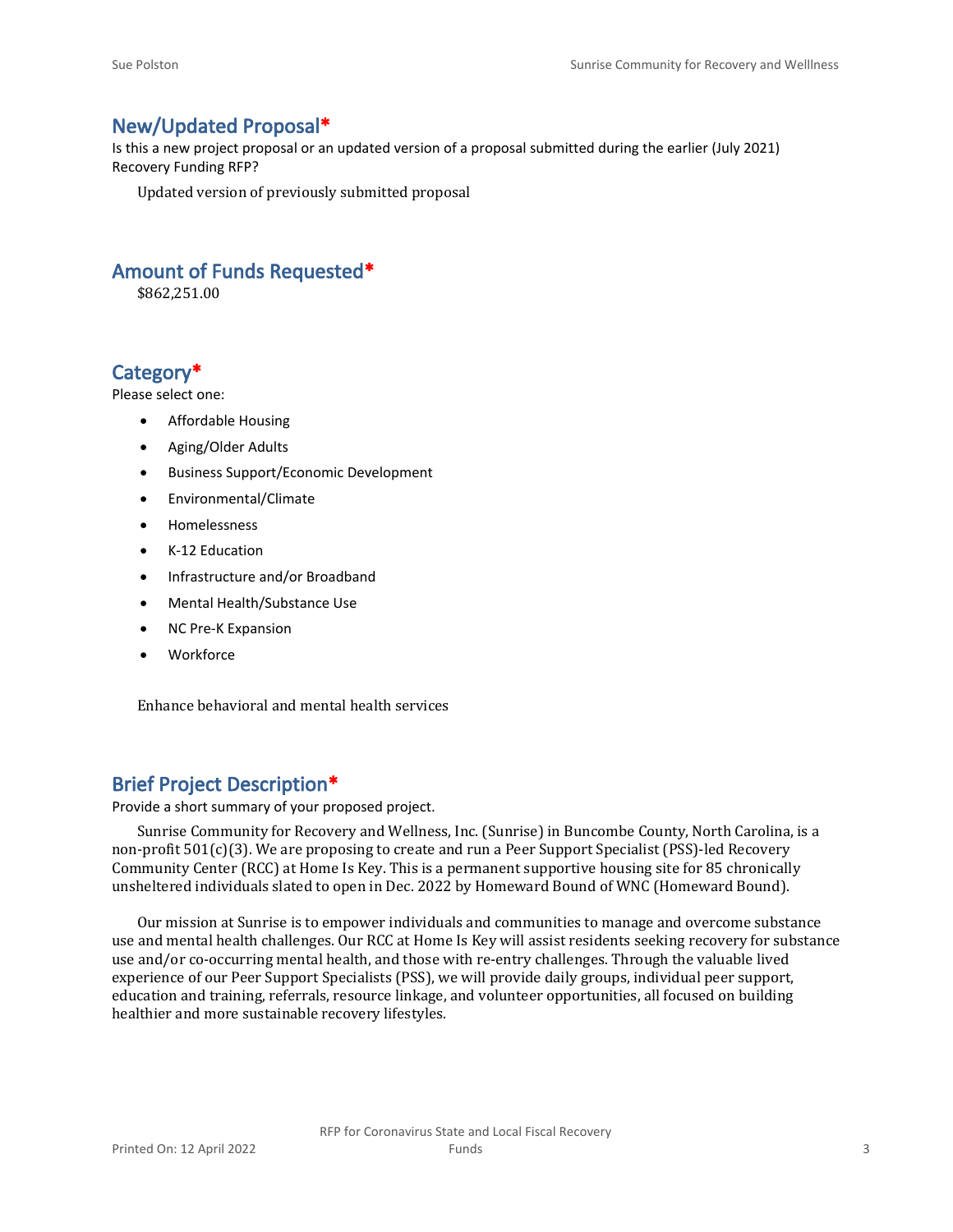## New/Updated Proposal*

Is this a new project proposal or an updated version of a proposal submitted during the earlier (July 2021) Recovery Funding RFP?

Updated version of previously submitted proposal

## Amount of Funds Requested*

$862,251.00

## Category*

Please select one:

- Affordable Housing
- Aging/Older Adults
- Business Support/Economic Development
- Environmental/Climate
- Homelessness
- K-12 Education
- Infrastructure and/or Broadband
- Mental Health/Substance Use
- NC Pre-K Expansion
- Workforce

Enhance behavioral and mental health services

## Brief Project Description*

Provide a short summary of your proposed project.

Sunrise Community for Recovery and Wellness, Inc. (Sunrise) in Buncombe County, North Carolina, is a non-profit 501(c)(3). We are proposing to create and run a Peer Support Specialist (PSS)-led Recovery Community Center (RCC) at Home Is Key. This is a permanent supportive housing site for 85 chronically unsheltered individuals slated to open in Dec. 2022 by Homeward Bound of WNC (Homeward Bound).

Our mission at Sunrise is to empower individuals and communities to manage and overcome substance use and mental health challenges. Our RCC at Home Is Key will assist residents seeking recovery for substance use and/or co-occurring mental health, and those with re-entry challenges. Through the valuable lived experience of our Peer Support Specialists (PSS), we will provide daily groups, individual peer support, education and training, referrals, resource linkage, and volunteer opportunities, all focused on building healthier and more sustainable recovery lifestyles.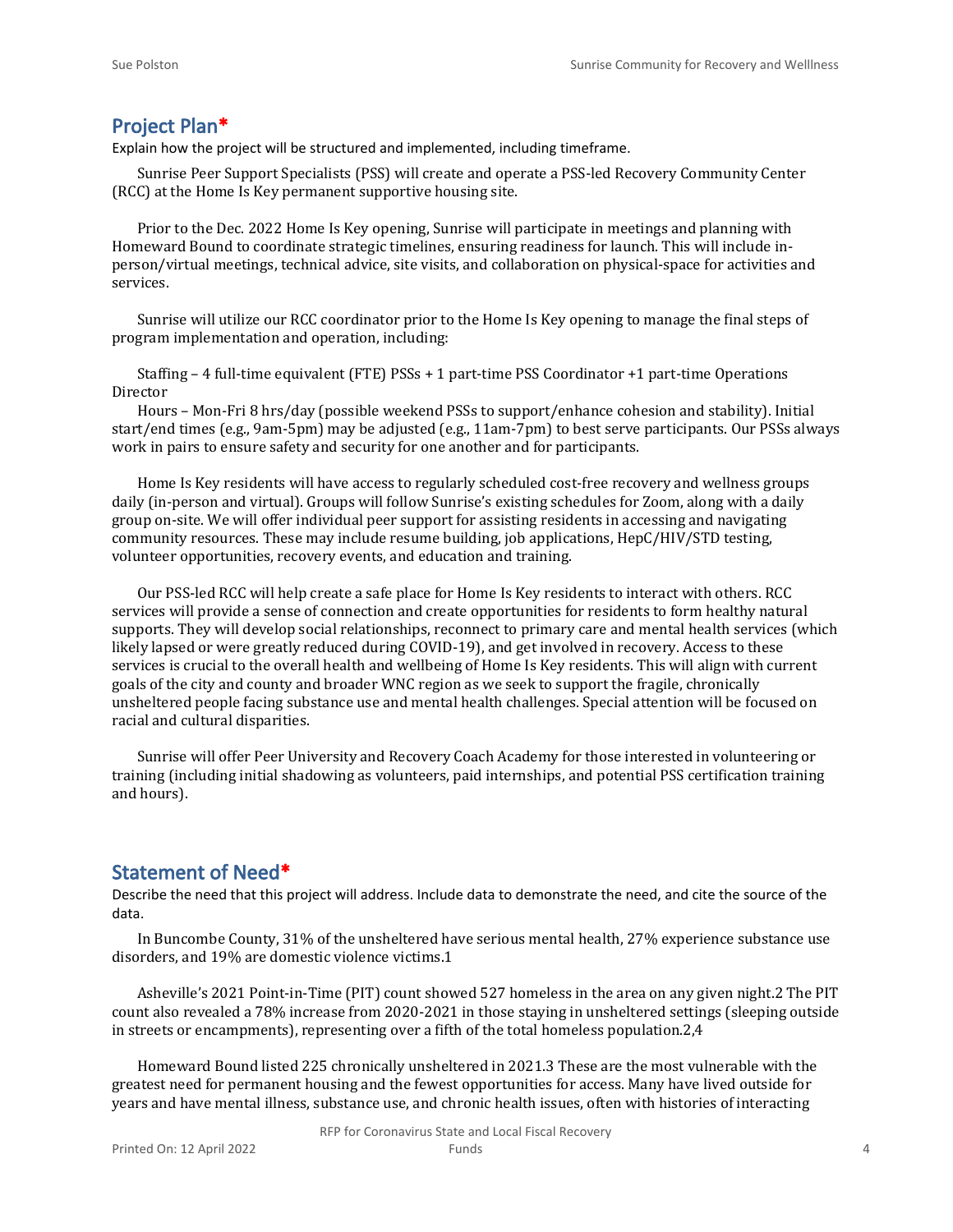## Project Plan*

Explain how the project will be structured and implemented, including timeframe.

Sunrise Peer Support Specialists (PSS) will create and operate a PSS-led Recovery Community Center (RCC) at the Home Is Key permanent supportive housing site.

Prior to the Dec. 2022 Home Is Key opening, Sunrise will participate in meetings and planning with Homeward Bound to coordinate strategic timelines, ensuring readiness for launch. This will include in-person/virtual meetings, technical advice, site visits, and collaboration on physical-space for activities and services.

Sunrise will utilize our RCC coordinator prior to the Home Is Key opening to manage the final steps of program implementation and operation, including:

Staffing – 4 full-time equivalent (FTE) PSSs + 1 part-time PSS Coordinator +1 part-time Operations Director

Hours – Mon-Fri 8 hrs/day (possible weekend PSSs to support/enhance cohesion and stability). Initial start/end times (e.g., 9am-5pm) may be adjusted (e.g., 11am-7pm) to best serve participants. Our PSSs always work in pairs to ensure safety and security for one another and for participants.

Home Is Key residents will have access to regularly scheduled cost-free recovery and wellness groups daily (in-person and virtual). Groups will follow Sunrise's existing schedules for Zoom, along with a daily group on-site. We will offer individual peer support for assisting residents in accessing and navigating community resources. These may include resume building, job applications, HepC/HIV/STD testing, volunteer opportunities, recovery events, and education and training.

Our PSS-led RCC will help create a safe place for Home Is Key residents to interact with others. RCC services will provide a sense of connection and create opportunities for residents to form healthy natural supports. They will develop social relationships, reconnect to primary care and mental health services (which likely lapsed or were greatly reduced during COVID-19), and get involved in recovery. Access to these services is crucial to the overall health and wellbeing of Home Is Key residents. This will align with current goals of the city and county and broader WNC region as we seek to support the fragile, chronically unsheltered people facing substance use and mental health challenges. Special attention will be focused on racial and cultural disparities.

Sunrise will offer Peer University and Recovery Coach Academy for those interested in volunteering or training (including initial shadowing as volunteers, paid internships, and potential PSS certification training and hours).

## Statement of Need*

Describe the need that this project will address. Include data to demonstrate the need, and cite the source of the data.

In Buncombe County, 31% of the unsheltered have serious mental health, 27% experience substance use disorders, and 19% are domestic violence victims.[1]

Asheville's 2021 Point-in-Time (PIT) count showed 527 homeless in the area on any given night.[2] The PIT count also revealed a 78% increase from 2020-2021 in those staying in unsheltered settings (sleeping outside in streets or encampments), representing over a fifth of the total homeless population.[2,4]

Homeward Bound listed 225 chronically unsheltered in 2021.[3] These are the most vulnerable with the greatest need for permanent housing and the fewest opportunities for access. Many have lived outside for years and have mental illness, substance use, and chronic health issues, often with histories of interacting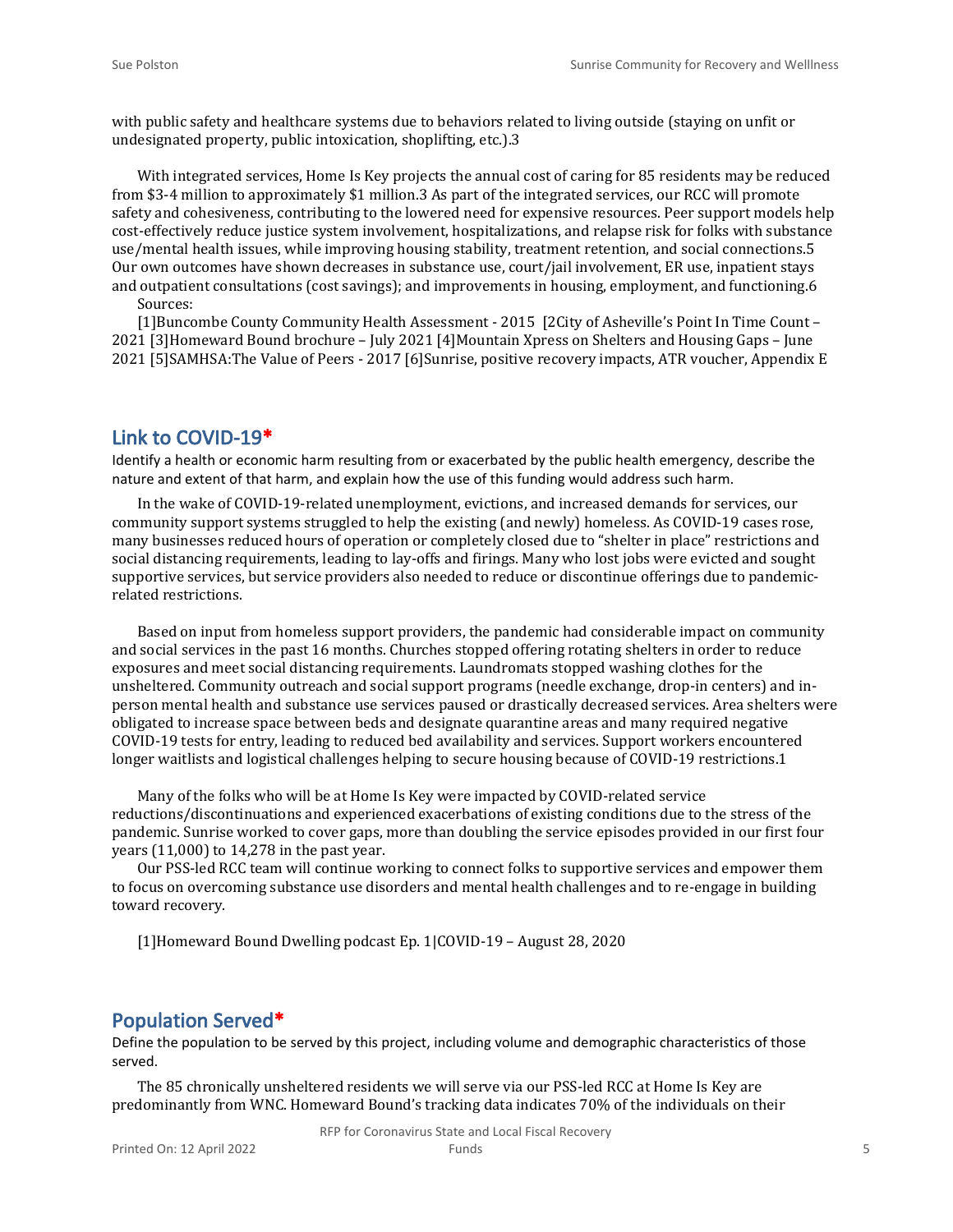with public safety and healthcare systems due to behaviors related to living outside (staying on unfit or undesignated property, public intoxication, shoplifting, etc.).3

With integrated services, Home Is Key projects the annual cost of caring for 85 residents may be reduced from $3-4 million to approximately $1 million.3 As part of the integrated services, our RCC will promote safety and cohesiveness, contributing to the lowered need for expensive resources. Peer support models help cost-effectively reduce justice system involvement, hospitalizations, and relapse risk for folks with substance use/mental health issues, while improving housing stability, treatment retention, and social connections.5 Our own outcomes have shown decreases in substance use, court/jail involvement, ER use, inpatient stays and outpatient consultations (cost savings); and improvements in housing, employment, and functioning.6

Sources:

[1]Buncombe County Community Health Assessment - 2015 [2City of Asheville's Point In Time Count – 2021 [3]Homeward Bound brochure – July 2021 [4]Mountain Xpress on Shelters and Housing Gaps – June 2021 [5]SAMHSA:The Value of Peers - 2017 [6]Sunrise, positive recovery impacts, ATR voucher, Appendix E

## Link to COVID-19*

Identify a health or economic harm resulting from or exacerbated by the public health emergency, describe the nature and extent of that harm, and explain how the use of this funding would address such harm.

In the wake of COVID-19-related unemployment, evictions, and increased demands for services, our community support systems struggled to help the existing (and newly) homeless. As COVID-19 cases rose, many businesses reduced hours of operation or completely closed due to "shelter in place" restrictions and social distancing requirements, leading to lay-offs and firings. Many who lost jobs were evicted and sought supportive services, but service providers also needed to reduce or discontinue offerings due to pandemic-related restrictions.

Based on input from homeless support providers, the pandemic had considerable impact on community and social services in the past 16 months. Churches stopped offering rotating shelters in order to reduce exposures and meet social distancing requirements. Laundromats stopped washing clothes for the unsheltered. Community outreach and social support programs (needle exchange, drop-in centers) and in-person mental health and substance use services paused or drastically decreased services. Area shelters were obligated to increase space between beds and designate quarantine areas and many required negative COVID-19 tests for entry, leading to reduced bed availability and services. Support workers encountered longer waitlists and logistical challenges helping to secure housing because of COVID-19 restrictions.1

Many of the folks who will be at Home Is Key were impacted by COVID-related service reductions/discontinuations and experienced exacerbations of existing conditions due to the stress of the pandemic. Sunrise worked to cover gaps, more than doubling the service episodes provided in our first four years (11,000) to 14,278 in the past year.

Our PSS-led RCC team will continue working to connect folks to supportive services and empower them to focus on overcoming substance use disorders and mental health challenges and to re-engage in building toward recovery.

[1]Homeward Bound Dwelling podcast Ep. 1|COVID-19 – August 28, 2020

## Population Served*

Define the population to be served by this project, including volume and demographic characteristics of those served.

The 85 chronically unsheltered residents we will serve via our PSS-led RCC at Home Is Key are predominantly from WNC. Homeward Bound's tracking data indicates 70% of the individuals on their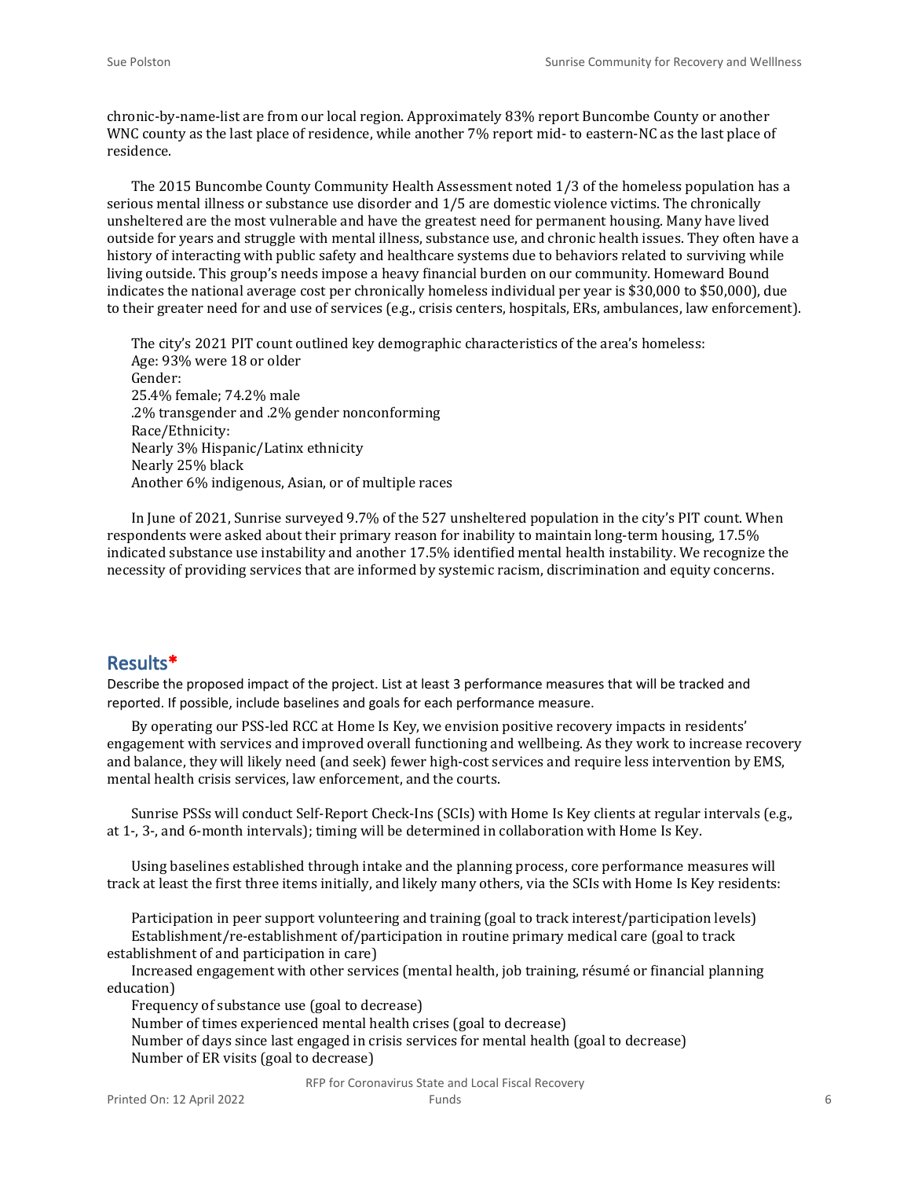chronic-by-name-list are from our local region. Approximately 83% report Buncombe County or another WNC county as the last place of residence, while another 7% report mid- to eastern-NC as the last place of residence.

The 2015 Buncombe County Community Health Assessment noted 1/3 of the homeless population has a serious mental illness or substance use disorder and 1/5 are domestic violence victims. The chronically unsheltered are the most vulnerable and have the greatest need for permanent housing. Many have lived outside for years and struggle with mental illness, substance use, and chronic health issues. They often have a history of interacting with public safety and healthcare systems due to behaviors related to surviving while living outside. This group's needs impose a heavy financial burden on our community. Homeward Bound indicates the national average cost per chronically homeless individual per year is $30,000 to $50,000), due to their greater need for and use of services (e.g., crisis centers, hospitals, ERs, ambulances, law enforcement).

The city's 2021 PIT count outlined key demographic characteristics of the area's homeless:
Age: 93% were 18 or older
Gender:
25.4% female; 74.2% male
.2% transgender and .2% gender nonconforming
Race/Ethnicity:
Nearly 3% Hispanic/Latinx ethnicity
Nearly 25% black
Another 6% indigenous, Asian, or of multiple races

In June of 2021, Sunrise surveyed 9.7% of the 527 unsheltered population in the city's PIT count. When respondents were asked about their primary reason for inability to maintain long-term housing, 17.5% indicated substance use instability and another 17.5% identified mental health instability. We recognize the necessity of providing services that are informed by systemic racism, discrimination and equity concerns.

## Results*

Describe the proposed impact of the project. List at least 3 performance measures that will be tracked and reported. If possible, include baselines and goals for each performance measure.

By operating our PSS-led RCC at Home Is Key, we envision positive recovery impacts in residents' engagement with services and improved overall functioning and wellbeing. As they work to increase recovery and balance, they will likely need (and seek) fewer high-cost services and require less intervention by EMS, mental health crisis services, law enforcement, and the courts.

Sunrise PSSs will conduct Self-Report Check-Ins (SCIs) with Home Is Key clients at regular intervals (e.g., at 1-, 3-, and 6-month intervals); timing will be determined in collaboration with Home Is Key.

Using baselines established through intake and the planning process, core performance measures will track at least the first three items initially, and likely many others, via the SCIs with Home Is Key residents:

Participation in peer support volunteering and training (goal to track interest/participation levels)
Establishment/re-establishment of/participation in routine primary medical care (goal to track establishment of and participation in care)
Increased engagement with other services (mental health, job training, résumé or financial planning education)
Frequency of substance use (goal to decrease)
Number of times experienced mental health crises (goal to decrease)
Number of days since last engaged in crisis services for mental health (goal to decrease)
Number of ER visits (goal to decrease)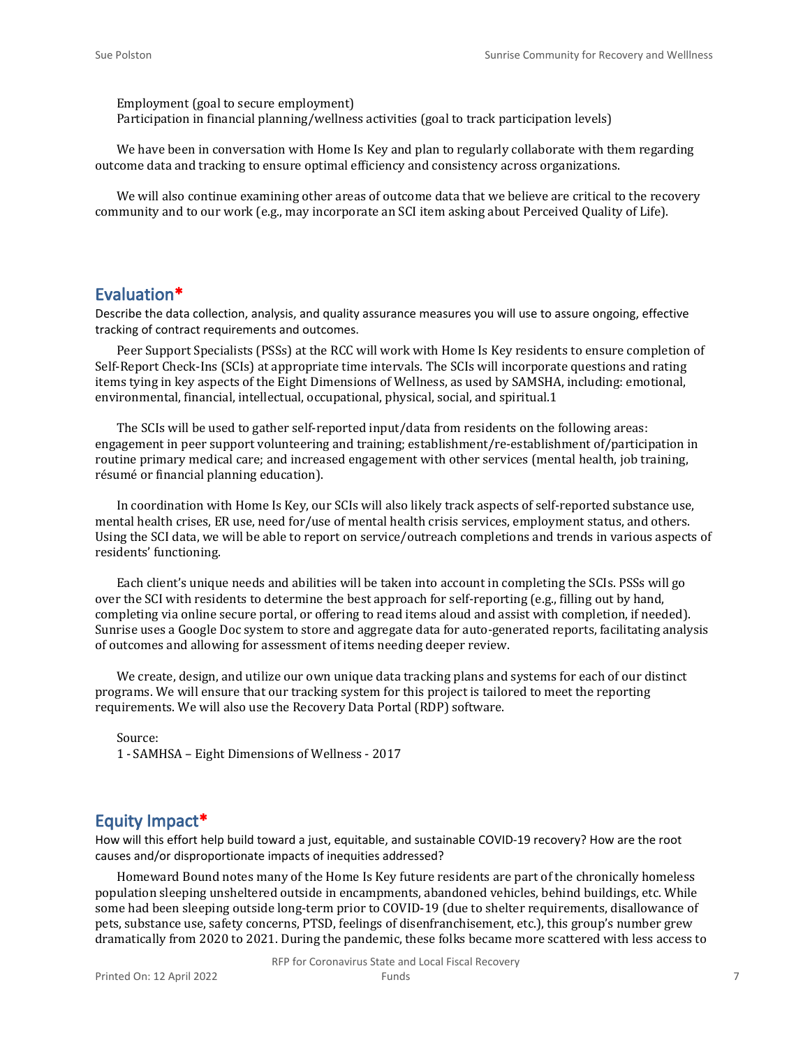Employment (goal to secure employment)
Participation in financial planning/wellness activities (goal to track participation levels)

We have been in conversation with Home Is Key and plan to regularly collaborate with them regarding outcome data and tracking to ensure optimal efficiency and consistency across organizations.

We will also continue examining other areas of outcome data that we believe are critical to the recovery community and to our work (e.g., may incorporate an SCI item asking about Perceived Quality of Life).

## Evaluation*

Describe the data collection, analysis, and quality assurance measures you will use to assure ongoing, effective tracking of contract requirements and outcomes.

Peer Support Specialists (PSSs) at the RCC will work with Home Is Key residents to ensure completion of Self-Report Check-Ins (SCIs) at appropriate time intervals. The SCIs will incorporate questions and rating items tying in key aspects of the Eight Dimensions of Wellness, as used by SAMSHA, including: emotional, environmental, financial, intellectual, occupational, physical, social, and spiritual.1

The SCIs will be used to gather self-reported input/data from residents on the following areas: engagement in peer support volunteering and training; establishment/re-establishment of/participation in routine primary medical care; and increased engagement with other services (mental health, job training, résumé or financial planning education).

In coordination with Home Is Key, our SCIs will also likely track aspects of self-reported substance use, mental health crises, ER use, need for/use of mental health crisis services, employment status, and others. Using the SCI data, we will be able to report on service/outreach completions and trends in various aspects of residents' functioning.

Each client's unique needs and abilities will be taken into account in completing the SCIs. PSSs will go over the SCI with residents to determine the best approach for self-reporting (e.g., filling out by hand, completing via online secure portal, or offering to read items aloud and assist with completion, if needed). Sunrise uses a Google Doc system to store and aggregate data for auto-generated reports, facilitating analysis of outcomes and allowing for assessment of items needing deeper review.

We create, design, and utilize our own unique data tracking plans and systems for each of our distinct programs. We will ensure that our tracking system for this project is tailored to meet the reporting requirements. We will also use the Recovery Data Portal (RDP) software.

Source:
1 - SAMHSA – Eight Dimensions of Wellness - 2017

## Equity Impact*

How will this effort help build toward a just, equitable, and sustainable COVID-19 recovery? How are the root causes and/or disproportionate impacts of inequities addressed?

Homeward Bound notes many of the Home Is Key future residents are part of the chronically homeless population sleeping unsheltered outside in encampments, abandoned vehicles, behind buildings, etc. While some had been sleeping outside long-term prior to COVID-19 (due to shelter requirements, disallowance of pets, substance use, safety concerns, PTSD, feelings of disenfranchisement, etc.), this group's number grew dramatically from 2020 to 2021. During the pandemic, these folks became more scattered with less access to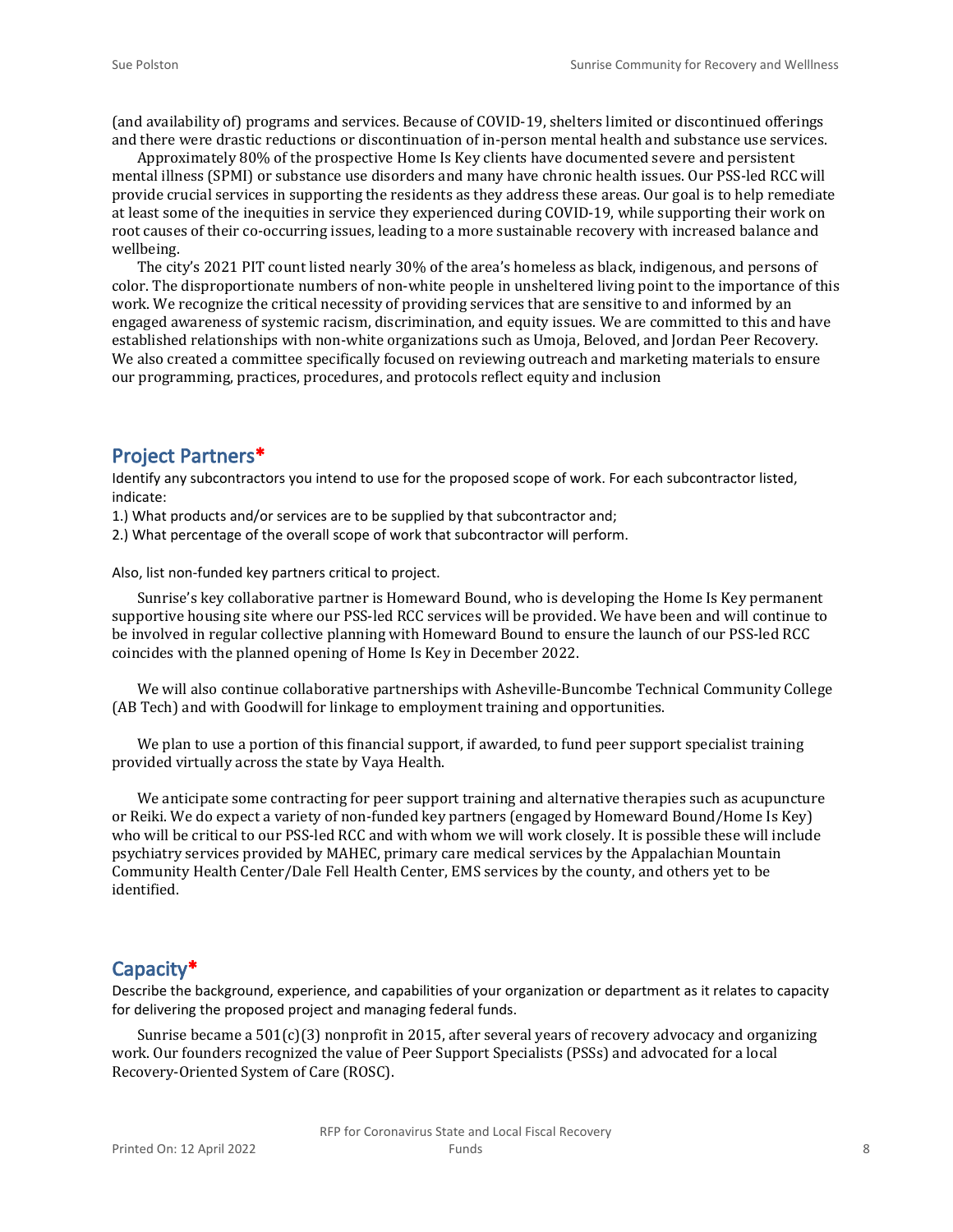(and availability of) programs and services. Because of COVID-19, shelters limited or discontinued offerings and there were drastic reductions or discontinuation of in-person mental health and substance use services.

Approximately 80% of the prospective Home Is Key clients have documented severe and persistent mental illness (SPMI) or substance use disorders and many have chronic health issues. Our PSS-led RCC will provide crucial services in supporting the residents as they address these areas. Our goal is to help remediate at least some of the inequities in service they experienced during COVID-19, while supporting their work on root causes of their co-occurring issues, leading to a more sustainable recovery with increased balance and wellbeing.

The city's 2021 PIT count listed nearly 30% of the area's homeless as black, indigenous, and persons of color. The disproportionate numbers of non-white people in unsheltered living point to the importance of this work. We recognize the critical necessity of providing services that are sensitive to and informed by an engaged awareness of systemic racism, discrimination, and equity issues. We are committed to this and have established relationships with non-white organizations such as Umoja, Beloved, and Jordan Peer Recovery. We also created a committee specifically focused on reviewing outreach and marketing materials to ensure our programming, practices, procedures, and protocols reflect equity and inclusion

## Project Partners*

Identify any subcontractors you intend to use for the proposed scope of work. For each subcontractor listed, indicate:

1.) What products and/or services are to be supplied by that subcontractor and;

2.) What percentage of the overall scope of work that subcontractor will perform.

Also, list non-funded key partners critical to project.

Sunrise's key collaborative partner is Homeward Bound, who is developing the Home Is Key permanent supportive housing site where our PSS-led RCC services will be provided. We have been and will continue to be involved in regular collective planning with Homeward Bound to ensure the launch of our PSS-led RCC coincides with the planned opening of Home Is Key in December 2022.

We will also continue collaborative partnerships with Asheville-Buncombe Technical Community College (AB Tech) and with Goodwill for linkage to employment training and opportunities.

We plan to use a portion of this financial support, if awarded, to fund peer support specialist training provided virtually across the state by Vaya Health.

We anticipate some contracting for peer support training and alternative therapies such as acupuncture or Reiki. We do expect a variety of non-funded key partners (engaged by Homeward Bound/Home Is Key) who will be critical to our PSS-led RCC and with whom we will work closely. It is possible these will include psychiatry services provided by MAHEC, primary care medical services by the Appalachian Mountain Community Health Center/Dale Fell Health Center, EMS services by the county, and others yet to be identified.

## Capacity*

Describe the background, experience, and capabilities of your organization or department as it relates to capacity for delivering the proposed project and managing federal funds.

Sunrise became a 501(c)(3) nonprofit in 2015, after several years of recovery advocacy and organizing work. Our founders recognized the value of Peer Support Specialists (PSSs) and advocated for a local Recovery-Oriented System of Care (ROSC).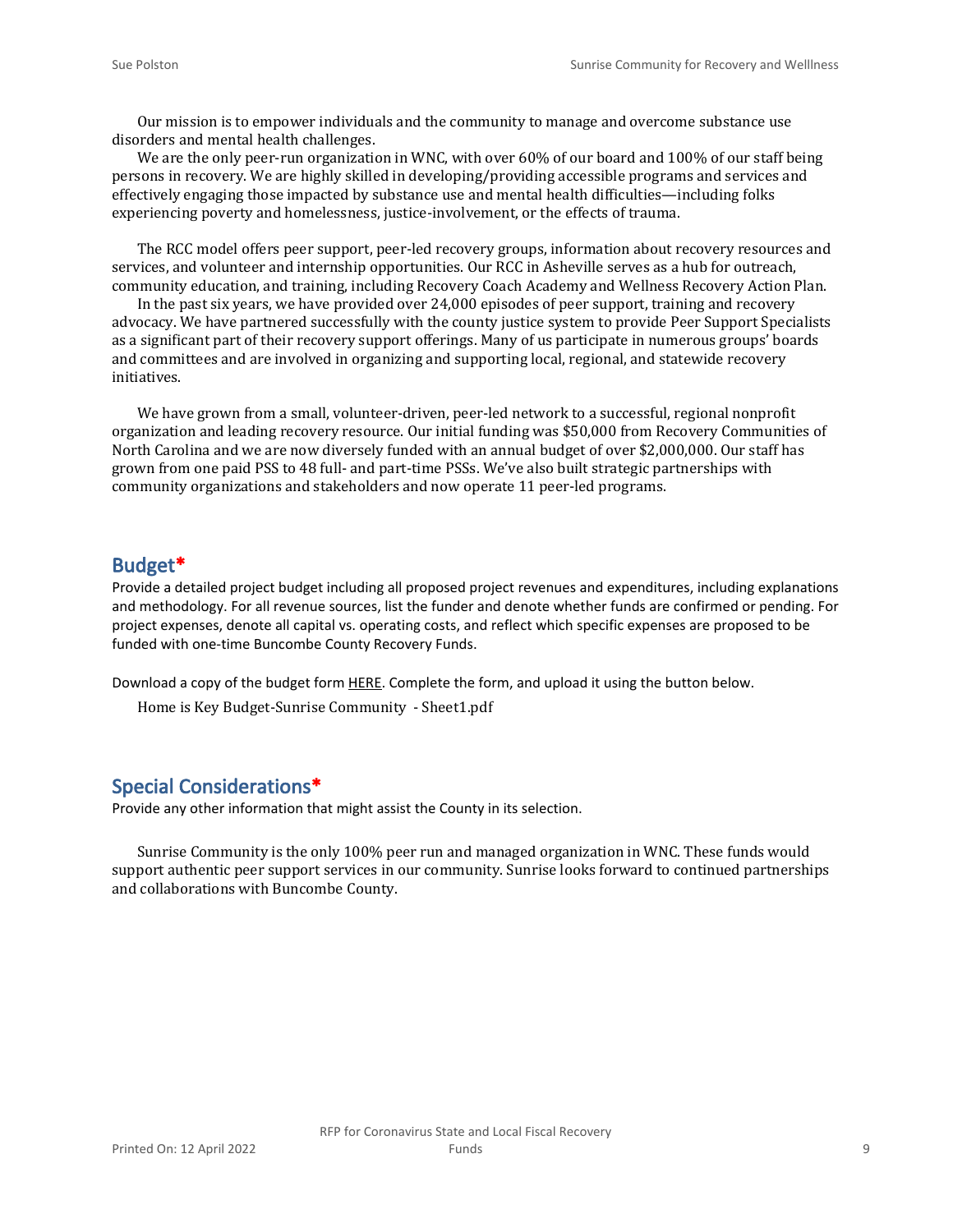Our mission is to empower individuals and the community to manage and overcome substance use disorders and mental health challenges.

We are the only peer-run organization in WNC, with over 60% of our board and 100% of our staff being persons in recovery. We are highly skilled in developing/providing accessible programs and services and effectively engaging those impacted by substance use and mental health difficulties—including folks experiencing poverty and homelessness, justice-involvement, or the effects of trauma.

The RCC model offers peer support, peer-led recovery groups, information about recovery resources and services, and volunteer and internship opportunities. Our RCC in Asheville serves as a hub for outreach, community education, and training, including Recovery Coach Academy and Wellness Recovery Action Plan.

In the past six years, we have provided over 24,000 episodes of peer support, training and recovery advocacy. We have partnered successfully with the county justice system to provide Peer Support Specialists as a significant part of their recovery support offerings. Many of us participate in numerous groups' boards and committees and are involved in organizing and supporting local, regional, and statewide recovery initiatives.

We have grown from a small, volunteer-driven, peer-led network to a successful, regional nonprofit organization and leading recovery resource. Our initial funding was $50,000 from Recovery Communities of North Carolina and we are now diversely funded with an annual budget of over $2,000,000. Our staff has grown from one paid PSS to 48 full- and part-time PSSs. We've also built strategic partnerships with community organizations and stakeholders and now operate 11 peer-led programs.

## Budget*

Provide a detailed project budget including all proposed project revenues and expenditures, including explanations and methodology. For all revenue sources, list the funder and denote whether funds are confirmed or pending. For project expenses, denote all capital vs. operating costs, and reflect which specific expenses are proposed to be funded with one-time Buncombe County Recovery Funds.

Download a copy of the budget form HERE. Complete the form, and upload it using the button below.

Home is Key Budget-Sunrise Community - Sheet1.pdf

## Special Considerations*

Provide any other information that might assist the County in its selection.

Sunrise Community is the only 100% peer run and managed organization in WNC. These funds would support authentic peer support services in our community. Sunrise looks forward to continued partnerships and collaborations with Buncombe County.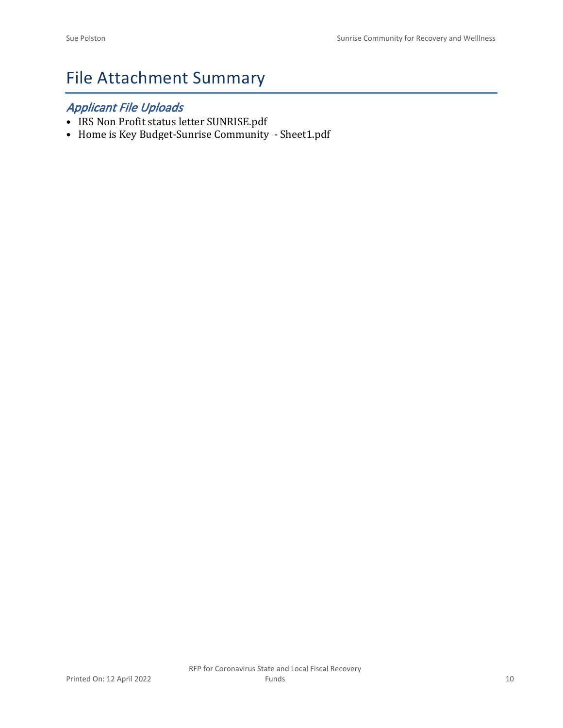# File Attachment Summary

## *Applicant File Uploads*

- IRS Non Profit status letter SUNRISE.pdf
- Home is Key Budget-Sunrise Community - Sheet1.pdf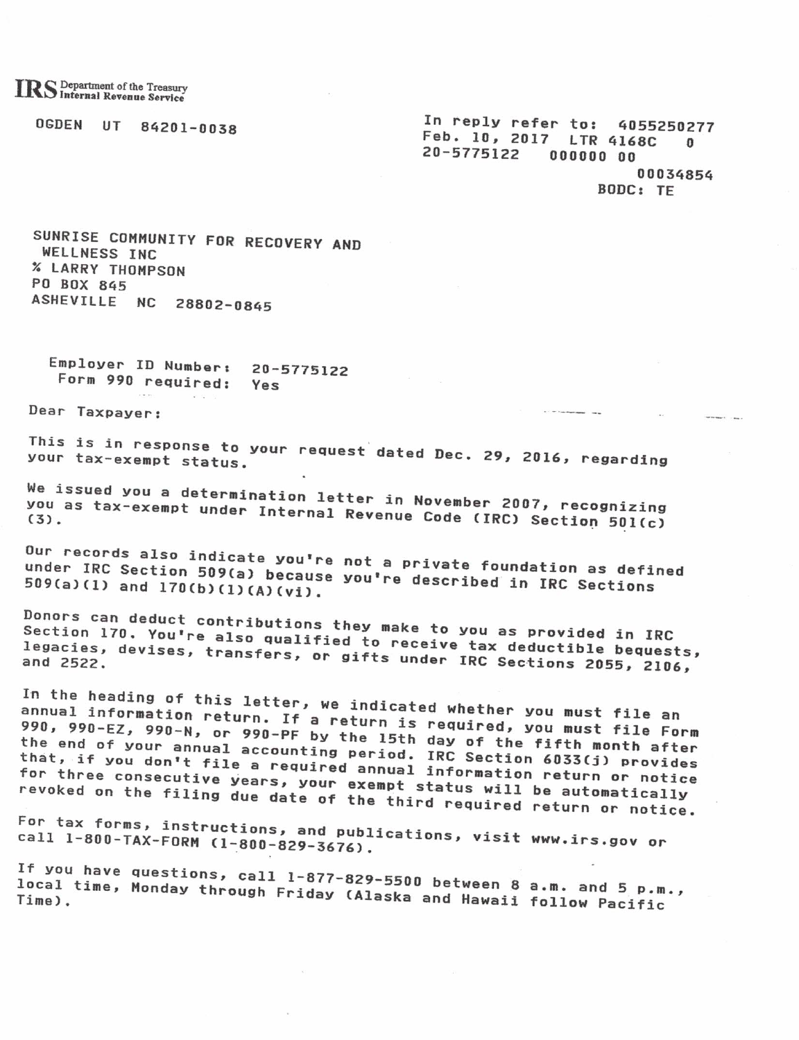**IRS** Department of the Treasury
Internal Revenue Service

OGDEN UT 84201-0038

In reply refer to: 4055250277
Feb. 10, 2017 LTR 4168C 0
20-5775122 000000 00
00034854
BODC: TE

SUNRISE COMMUNITY FOR RECOVERY AND
WELLNESS INC
% LARRY THOMPSON
PO BOX 845
ASHEVILLE NC 28802-0845

Employer ID Number: 20-5775122
Form 990 required: Yes

Dear Taxpayer:

This is in response to your request dated Dec. 29, 2016, regarding your tax-exempt status.

We issued you a determination letter in November 2007, recognizing you as tax-exempt under Internal Revenue Code (IRC) Section 501(c)(3).

Our records also indicate you're not a private foundation as defined under IRC Section 509(a) because you're described in IRC Sections 509(a)(1) and 170(b)(1)(A)(vi).

Donors can deduct contributions they make to you as provided in IRC Section 170. You're also qualified to receive tax deductible bequests, legacies, devises, transfers, or gifts under IRC Sections 2055, 2106, and 2522.

In the heading of this letter, we indicated whether you must file an annual information return. If a return is required, you must file Form 990, 990-EZ, 990-N, or 990-PF by the 15th day of the fifth month after the end of your annual accounting period. IRC Section 6033(j) provides that, if you don't file a required annual information return or notice for three consecutive years, your exempt status will be automatically revoked on the filing due date of the third required return or notice.

For tax forms, instructions, and publications, visit www.irs.gov or call 1-800-TAX-FORM (1-800-829-3676).

If you have questions, call 1-877-829-5500 between 8 a.m. and 5 p.m., local time, Monday through Friday (Alaska and Hawaii follow Pacific Time).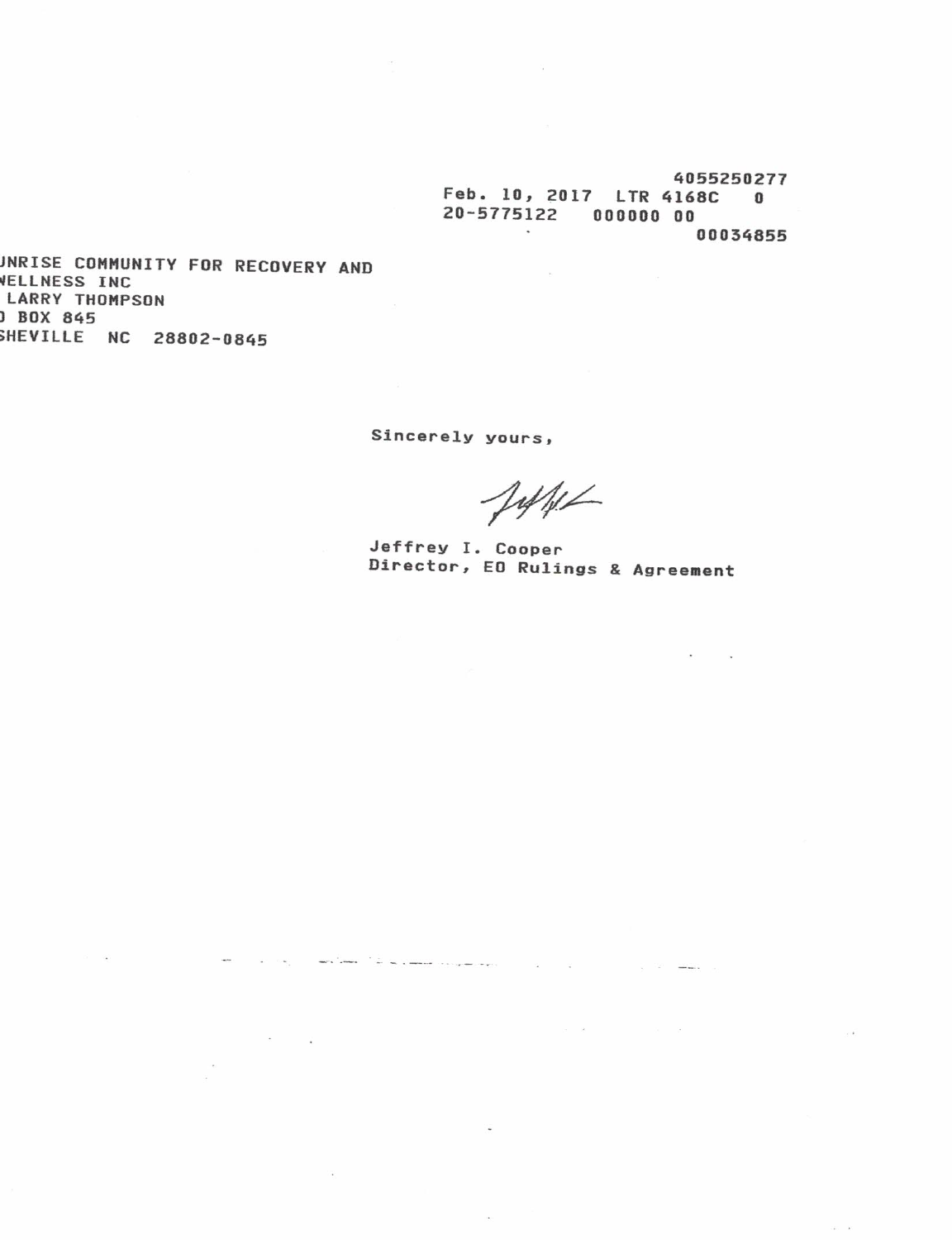4055250277
Feb. 10, 2017 LTR 4168C 0
20-5775122 000000 00
00034855

UNRISE COMMUNITY FOR RECOVERY AND
NELLNESS INC
LARRY THOMPSON
O BOX 845
SHEVILLE NC 28802-0845

Sincerely yours,

Jeffrey I. Cooper
Director, EO Rulings & Agreement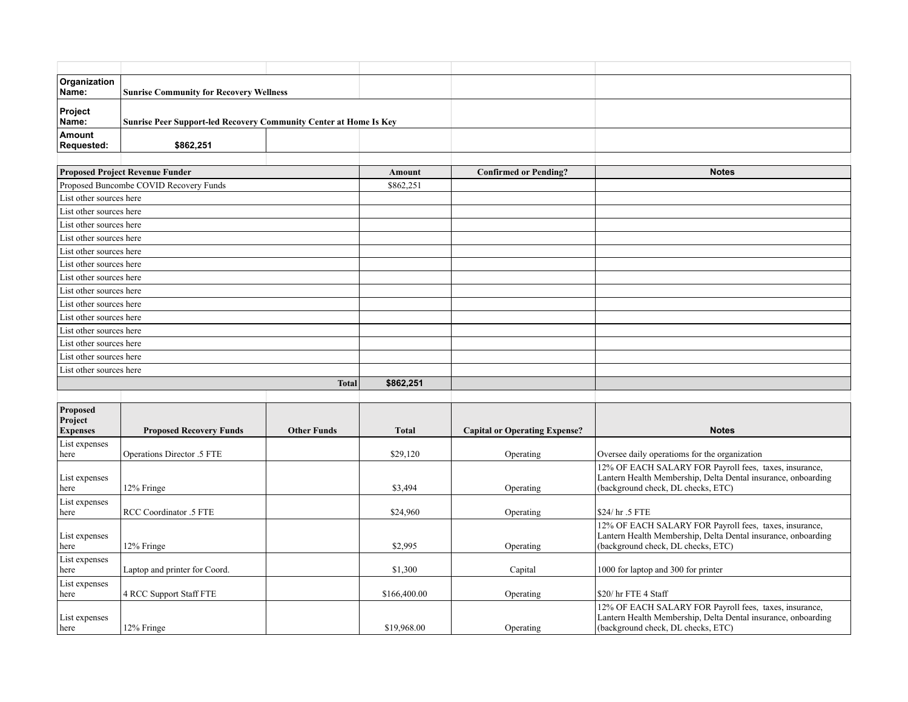| | | | | | |
|---|---|---|---|---|---|
| **Organization Name:** | **Sunrise Community for Recovery Wellness** | | | | |
| **Project Name:** | **Sunrise Peer Support-led Recovery Community Center at Home Is Key** | | | | |
| **Amount Requested:** | **$862,251** | | | | |

| Proposed Project Revenue Funder | Amount | Confirmed or Pending? | Notes |
|---|---|---|---|
| Proposed Buncombe COVID Recovery Funds | $862,251 | | |
| List other sources here | | | |
| List other sources here | | | |
| List other sources here | | | |
| List other sources here | | | |
| List other sources here | | | |
| List other sources here | | | |
| List other sources here | | | |
| List other sources here | | | |
| List other sources here | | | |
| List other sources here | | | |
| List other sources here | | | |
| List other sources here | | | |
| List other sources here | | | |
| List other sources here | | | |
| **Total** | **$862,251** | | |

| Proposed Project Expenses | Proposed Recovery Funds | Other Funds | Total | Capital or Operating Expense? | Notes |
|---|---|---|---|---|---|
| List expenses here | Operations Director .5 FTE | | $29,120 | Operating | Oversee daily operatioms for the organization |
| List expenses here | 12% Fringe | | $3,494 | Operating | 12% OF EACH SALARY FOR Payroll fees, taxes, insurance, Lantern Health Membership, Delta Dental insurance, onboarding (background check, DL checks, ETC) |
| List expenses here | RCC Coordinator .5 FTE | | $24,960 | Operating | $24/ hr .5 FTE |
| List expenses here | 12% Fringe | | $2,995 | Operating | 12% OF EACH SALARY FOR Payroll fees, taxes, insurance, Lantern Health Membership, Delta Dental insurance, onboarding (background check, DL checks, ETC) |
| List expenses here | Laptop and printer for Coord. | | $1,300 | Capital | 1000 for laptop and 300 for printer |
| List expenses here | 4 RCC Support Staff FTE | | $166,400.00 | Operating | $20/ hr FTE 4 Staff |
| List expenses here | 12% Fringe | | $19,968.00 | Operating | 12% OF EACH SALARY FOR Payroll fees, taxes, insurance, Lantern Health Membership, Delta Dental insurance, onboarding (background check, DL checks, ETC) |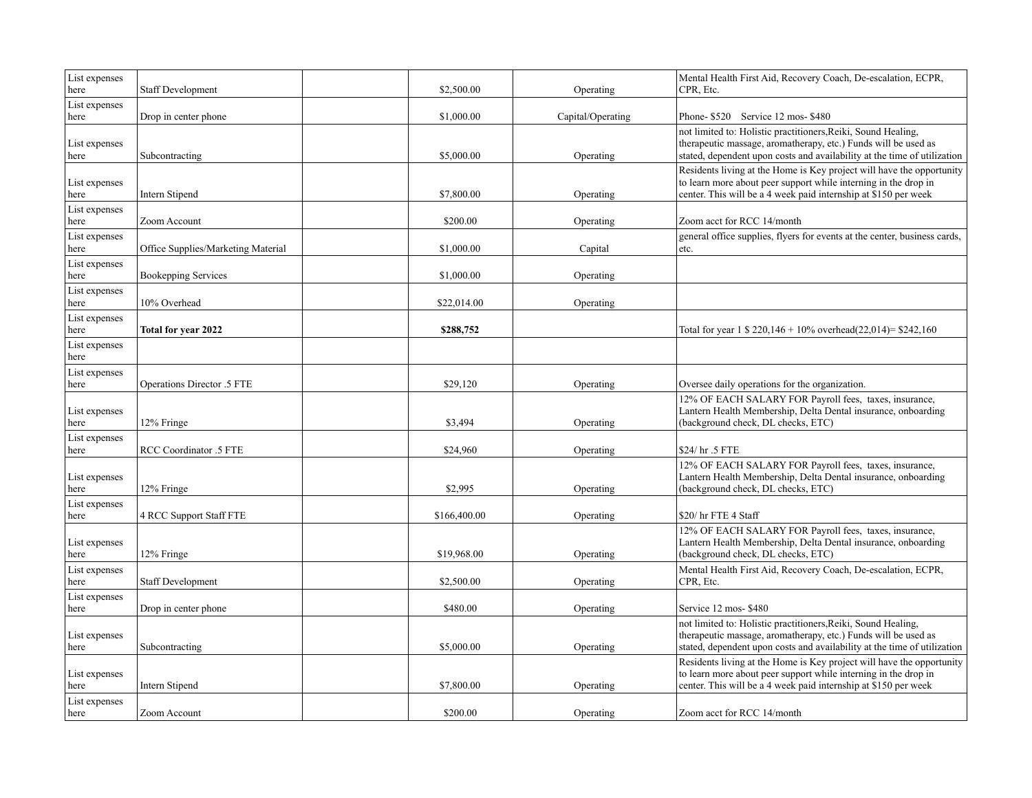| | | | | | |
|---|---|---|---|---|---|
| List expenses here | Staff Development | | $2,500.00 | Operating | Mental Health First Aid, Recovery Coach, De-escalation, ECPR, CPR, Etc. |
| List expenses here | Drop in center phone | | $1,000.00 | Capital/Operating | Phone- $520 Service 12 mos- $480 |
| List expenses here | Subcontracting | | $5,000.00 | Operating | not limited to: Holistic practitioners,Reiki, Sound Healing, therapeutic massage, aromatherapy, etc.) Funds will be used as stated, dependent upon costs and availability at the time of utilization |
| List expenses here | Intern Stipend | | $7,800.00 | Operating | Residents living at the Home is Key project will have the opportunity to learn more about peer support while interning in the drop in center. This will be a 4 week paid internship at $150 per week |
| List expenses here | Zoom Account | | $200.00 | Operating | Zoom acct for RCC 14/month |
| List expenses here | Office Supplies/Marketing Material | | $1,000.00 | Capital | general office supplies, flyers for events at the center, business cards, etc. |
| List expenses here | Bookepping Services | | $1,000.00 | Operating | |
| List expenses here | 10% Overhead | | $22,014.00 | Operating | |
| List expenses here | **Total for year 2022** | | **$288,752** | | Total for year 1 $ 220,146 + 10% overhead(22,014)= $242,160 |
| List expenses here | | | | | |
| List expenses here | Operations Director .5 FTE | | $29,120 | Operating | Oversee daily operations for the organization. |
| List expenses here | 12% Fringe | | $3,494 | Operating | 12% OF EACH SALARY FOR Payroll fees, taxes, insurance, Lantern Health Membership, Delta Dental insurance, onboarding (background check, DL checks, ETC) |
| List expenses here | RCC Coordinator .5 FTE | | $24,960 | Operating | $24/ hr .5 FTE |
| List expenses here | 12% Fringe | | $2,995 | Operating | 12% OF EACH SALARY FOR Payroll fees, taxes, insurance, Lantern Health Membership, Delta Dental insurance, onboarding (background check, DL checks, ETC) |
| List expenses here | 4 RCC Support Staff FTE | | $166,400.00 | Operating | $20/ hr FTE 4 Staff |
| List expenses here | 12% Fringe | | $19,968.00 | Operating | 12% OF EACH SALARY FOR Payroll fees, taxes, insurance, Lantern Health Membership, Delta Dental insurance, onboarding (background check, DL checks, ETC) |
| List expenses here | Staff Development | | $2,500.00 | Operating | Mental Health First Aid, Recovery Coach, De-escalation, ECPR, CPR, Etc. |
| List expenses here | Drop in center phone | | $480.00 | Operating | Service 12 mos- $480 |
| List expenses here | Subcontracting | | $5,000.00 | Operating | not limited to: Holistic practitioners,Reiki, Sound Healing, therapeutic massage, aromatherapy, etc.) Funds will be used as stated, dependent upon costs and availability at the time of utilization |
| List expenses here | Intern Stipend | | $7,800.00 | Operating | Residents living at the Home is Key project will have the opportunity to learn more about peer support while interning in the drop in center. This will be a 4 week paid internship at $150 per week |
| List expenses here | Zoom Account | | $200.00 | Operating | Zoom acct for RCC 14/month |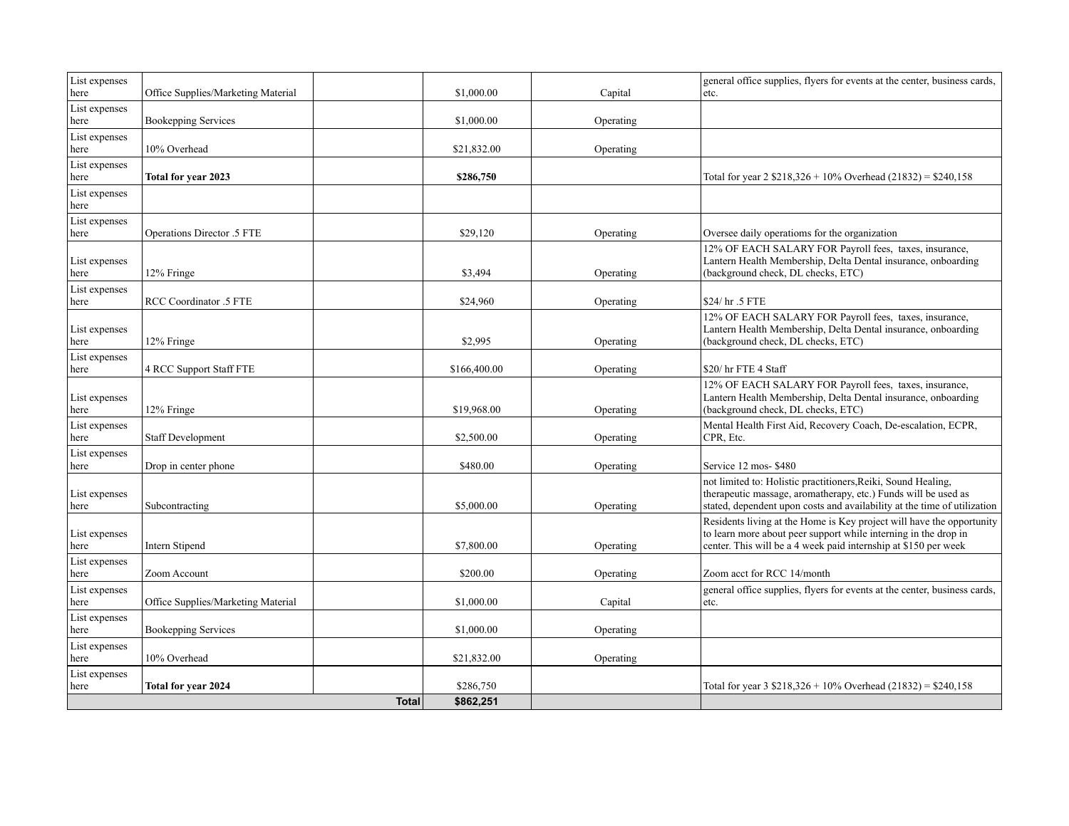| | | | | | |
|---|---|---|---|---|---|
| List expenses here | Office Supplies/Marketing Material | | $1,000.00 | Capital | general office supplies, flyers for events at the center, business cards, etc. |
| List expenses here | Bookepping Services | | $1,000.00 | Operating | |
| List expenses here | 10% Overhead | | $21,832.00 | Operating | |
| List expenses here | **Total for year 2023** | | **$286,750** | | Total for year 2 $218,326 + 10% Overhead (21832) = $240,158 |
| List expenses here | | | | | |
| List expenses here | Operations Director .5 FTE | | $29,120 | Operating | Oversee daily operatioms for the organization |
| List expenses here | 12% Fringe | | $3,494 | Operating | 12% OF EACH SALARY FOR Payroll fees, taxes, insurance, Lantern Health Membership, Delta Dental insurance, onboarding (background check, DL checks, ETC) |
| List expenses here | RCC Coordinator .5 FTE | | $24,960 | Operating | $24/ hr .5 FTE |
| List expenses here | 12% Fringe | | $2,995 | Operating | 12% OF EACH SALARY FOR Payroll fees, taxes, insurance, Lantern Health Membership, Delta Dental insurance, onboarding (background check, DL checks, ETC) |
| List expenses here | 4 RCC Support Staff FTE | | $166,400.00 | Operating | $20/ hr FTE 4 Staff |
| List expenses here | 12% Fringe | | $19,968.00 | Operating | 12% OF EACH SALARY FOR Payroll fees, taxes, insurance, Lantern Health Membership, Delta Dental insurance, onboarding (background check, DL checks, ETC) |
| List expenses here | Staff Development | | $2,500.00 | Operating | Mental Health First Aid, Recovery Coach, De-escalation, ECPR, CPR, Etc. |
| List expenses here | Drop in center phone | | $480.00 | Operating | Service 12 mos- $480 |
| List expenses here | Subcontracting | | $5,000.00 | Operating | not limited to: Holistic practitioners,Reiki, Sound Healing, therapeutic massage, aromatherapy, etc.) Funds will be used as stated, dependent upon costs and availability at the time of utilization |
| List expenses here | Intern Stipend | | $7,800.00 | Operating | Residents living at the Home is Key project will have the opportunity to learn more about peer support while interning in the drop in center. This will be a 4 week paid internship at $150 per week |
| List expenses here | Zoom Account | | $200.00 | Operating | Zoom acct for RCC 14/month |
| List expenses here | Office Supplies/Marketing Material | | $1,000.00 | Capital | general office supplies, flyers for events at the center, business cards, etc. |
| List expenses here | Bookepping Services | | $1,000.00 | Operating | |
| List expenses here | 10% Overhead | | $21,832.00 | Operating | |
| List expenses here | **Total for year 2024** | | $286,750 | | Total for year 3 $218,326 + 10% Overhead (21832) = $240,158 |
| | | **Total** | **$862,251** | | |